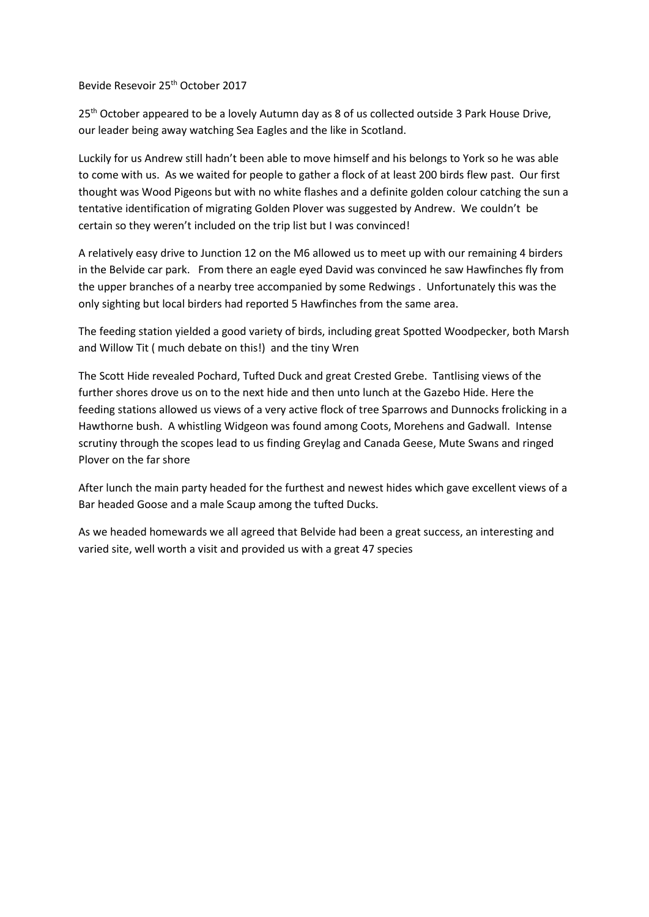Bevide Resevoir 25th October 2017

25th October appeared to be a lovely Autumn day as 8 of us collected outside 3 Park House Drive, our leader being away watching Sea Eagles and the like in Scotland.

Luckily for us Andrew still hadn't been able to move himself and his belongs to York so he was able to come with us. As we waited for people to gather a flock of at least 200 birds flew past. Our first thought was Wood Pigeons but with no white flashes and a definite golden colour catching the sun a tentative identification of migrating Golden Plover was suggested by Andrew. We couldn't be certain so they weren't included on the trip list but I was convinced!

A relatively easy drive to Junction 12 on the M6 allowed us to meet up with our remaining 4 birders in the Belvide car park. From there an eagle eyed David was convinced he saw Hawfinches fly from the upper branches of a nearby tree accompanied by some Redwings . Unfortunately this was the only sighting but local birders had reported 5 Hawfinches from the same area.

The feeding station yielded a good variety of birds, including great Spotted Woodpecker, both Marsh and Willow Tit ( much debate on this!) and the tiny Wren

The Scott Hide revealed Pochard, Tufted Duck and great Crested Grebe. Tantlising views of the further shores drove us on to the next hide and then unto lunch at the Gazebo Hide. Here the feeding stations allowed us views of a very active flock of tree Sparrows and Dunnocks frolicking in a Hawthorne bush. A whistling Widgeon was found among Coots, Morehens and Gadwall. Intense scrutiny through the scopes lead to us finding Greylag and Canada Geese, Mute Swans and ringed Plover on the far shore

After lunch the main party headed for the furthest and newest hides which gave excellent views of a Bar headed Goose and a male Scaup among the tufted Ducks.

As we headed homewards we all agreed that Belvide had been a great success, an interesting and varied site, well worth a visit and provided us with a great 47 species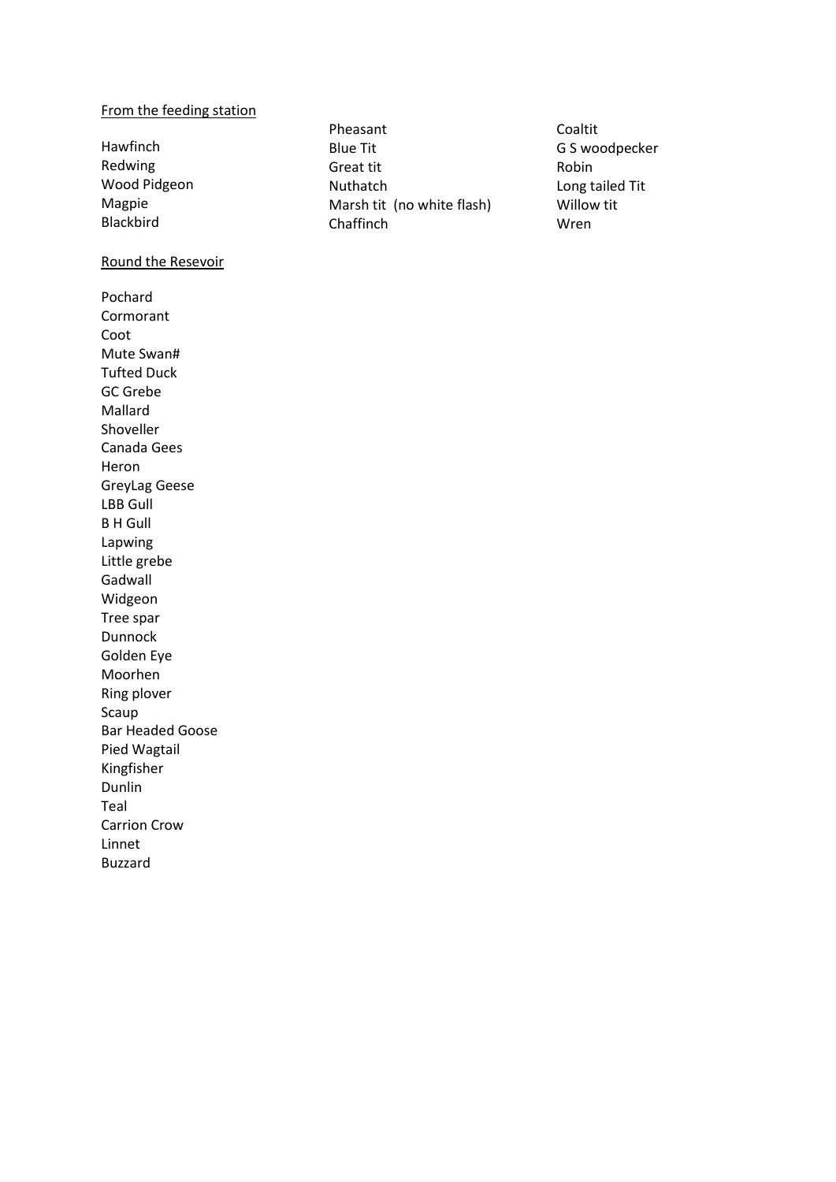From the feeding station

- Hawfinch
- Redwing
- Wood Pidgeon
- Magpie
- Blackbird
- Pheasant
- Blue Tit
- Great tit
- Nuthatch
- Marsh tit (no white flash)
- Chaffinch
- Coaltit
- G S woodpecker
- Robin
- Long tailed Tit
- Willow tit
- Wren

Round the Resevoir

- Pochard
- Cormorant
- Coot
- Mute Swan#
- Tufted Duck
- GC Grebe
- Mallard
- Shoveller
- Canada Gees
- Heron
- GreyLag Geese
- LBB Gull
- B H Gull
- Lapwing
- Little grebe
- Gadwall
- Widgeon
- Tree spar
- Dunnock
- Golden Eye
- Moorhen
- Ring plover
- Scaup
- Bar Headed Goose
- Pied Wagtail
- Kingfisher
- Dunlin
- Teal
- Carrion Crow
- Linnet
- Buzzard